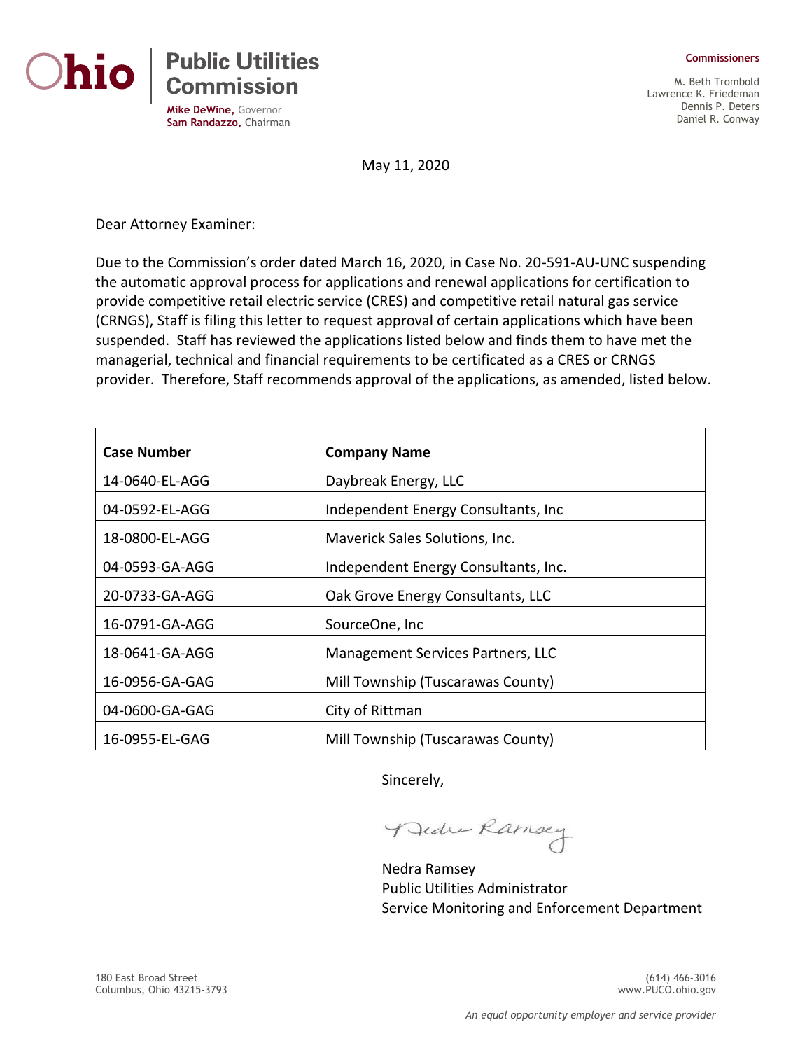Ohio | Public Utilities Commission

**Mike DeWine,** Governor
**Sam Randazzo,** Chairman

**Commissioners**

M. Beth Trombold
Lawrence K. Friedeman
Dennis P. Deters
Daniel R. Conway

May 11, 2020

Dear Attorney Examiner:

Due to the Commission's order dated March 16, 2020, in Case No. 20-591-AU-UNC suspending the automatic approval process for applications and renewal applications for certification to provide competitive retail electric service (CRES) and competitive retail natural gas service (CRNGS), Staff is filing this letter to request approval of certain applications which have been suspended. Staff has reviewed the applications listed below and finds them to have met the managerial, technical and financial requirements to be certificated as a CRES or CRNGS provider. Therefore, Staff recommends approval of the applications, as amended, listed below.

| Case Number | Company Name |
| --- | --- |
| 14-0640-EL-AGG | Daybreak Energy, LLC |
| 04-0592-EL-AGG | Independent Energy Consultants, Inc |
| 18-0800-EL-AGG | Maverick Sales Solutions, Inc. |
| 04-0593-GA-AGG | Independent Energy Consultants, Inc. |
| 20-0733-GA-AGG | Oak Grove Energy Consultants, LLC |
| 16-0791-GA-AGG | SourceOne, Inc |
| 18-0641-GA-AGG | Management Services Partners, LLC |
| 16-0956-GA-GAG | Mill Township (Tuscarawas County) |
| 04-0600-GA-GAG | City of Rittman |
| 16-0955-EL-GAG | Mill Township (Tuscarawas County) |

Sincerely,

Nedra Ramsey

Nedra Ramsey
Public Utilities Administrator
Service Monitoring and Enforcement Department

180 East Broad Street
Columbus, Ohio 43215-3793

(614) 466-3016
www.PUCO.ohio.gov

*An equal opportunity employer and service provider*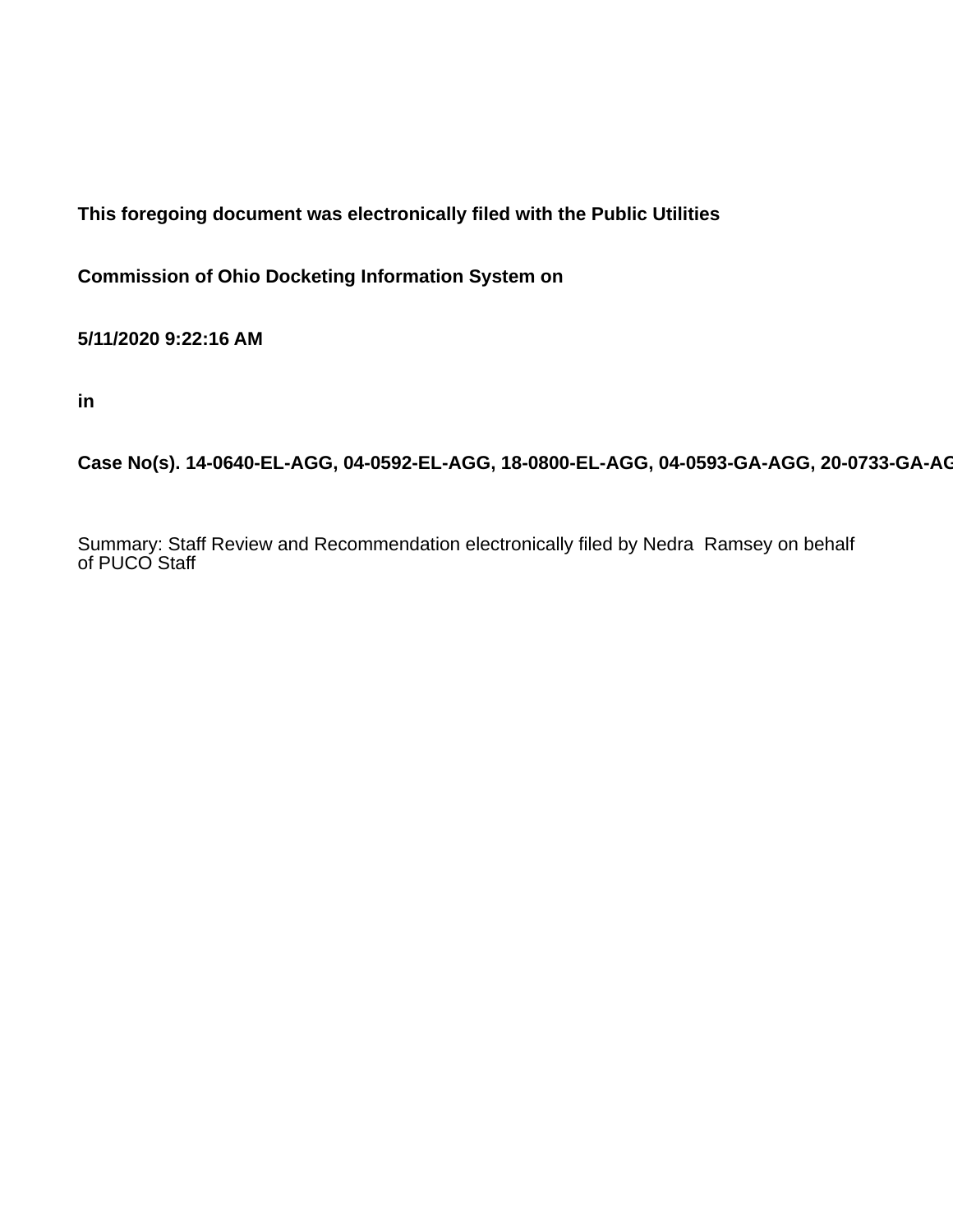**This foregoing document was electronically filed with the Public Utilities**

**Commission of Ohio Docketing Information System on**

**5/11/2020 9:22:16 AM**

**in**

**Case No(s). 14-0640-EL-AGG, 04-0592-EL-AGG, 18-0800-EL-AGG, 04-0593-GA-AGG, 20-0733-GA-AG**

Summary: Staff Review and Recommendation electronically filed by Nedra Ramsey on behalf of PUCO Staff